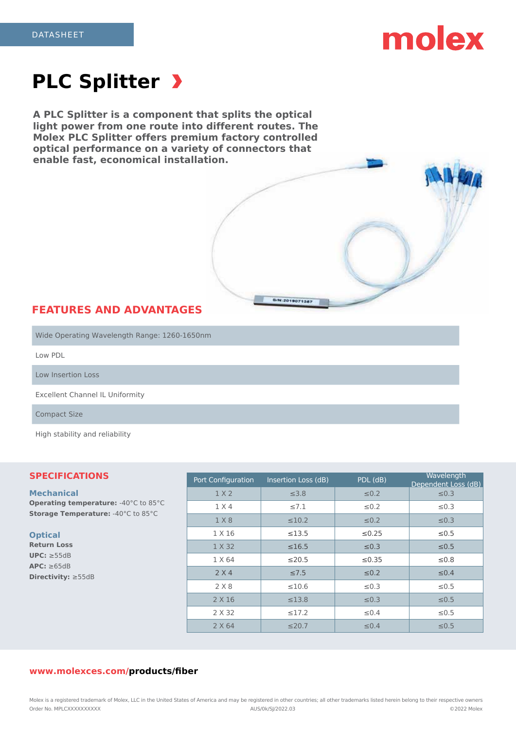DATASHEET

# PLC Splitter

**A PLC Splitter is a component that splits the optical light power from one route into different routes. The Molex PLC Splitter offers premium factory controlled optical performance on a variety of connectors that enable fast, economical installation.**

## FEATURES AND ADVANTAGES

- Wide Operating Wavelength Range: 1260-1650nm
- Low PDL
- Low Insertion Loss
- Excellent Channel IL Uniformity
- Compact Size
- High stability and reliability

## SPECIFICATIONS

### Mechanical

**Operating temperature:** -40°C to 85°C
**Storage Temperature:** -40°C to 85°C

### Optical

**Return Loss**
**UPC:** ≥55dB
**APC:** ≥65dB
**Directivity:** ≥55dB

| Port Configuration | Insertion Loss (dB) | PDL (dB) | Wavelength Dependent Loss (dB) |
|---|---|---|---|
| 1 X 2 | ≤3.8 | ≤0.2 | ≤0.3 |
| 1 X 4 | ≤7.1 | ≤0.2 | ≤0.3 |
| 1 X 8 | ≤10.2 | ≤0.2 | ≤0.3 |
| 1 X 16 | ≤13.5 | ≤0.25 | ≤0.5 |
| 1 X 32 | ≤16.5 | ≤0.3 | ≤0.5 |
| 1 X 64 | ≤20.5 | ≤0.35 | ≤0.8 |
| 2 X 4 | ≤7.5 | ≤0.2 | ≤0.4 |
| 2 X 8 | ≤10.6 | ≤0.3 | ≤0.5 |
| 2 X 16 | ≤13.8 | ≤0.3 | ≤0.5 |
| 2 X 32 | ≤17.2 | ≤0.4 | ≤0.5 |
| 2 X 64 | ≤20.7 | ≤0.4 | ≤0.5 |

www.molexces.com/**products/fiber**

Molex is a registered trademark of Molex, LLC in the United States of America and may be registered in other countries; all other trademarks listed herein belong to their respective owners
Order No. MPLCXXXXXXXXXX AUS/0k/SJ/2022.03 ©2022 Molex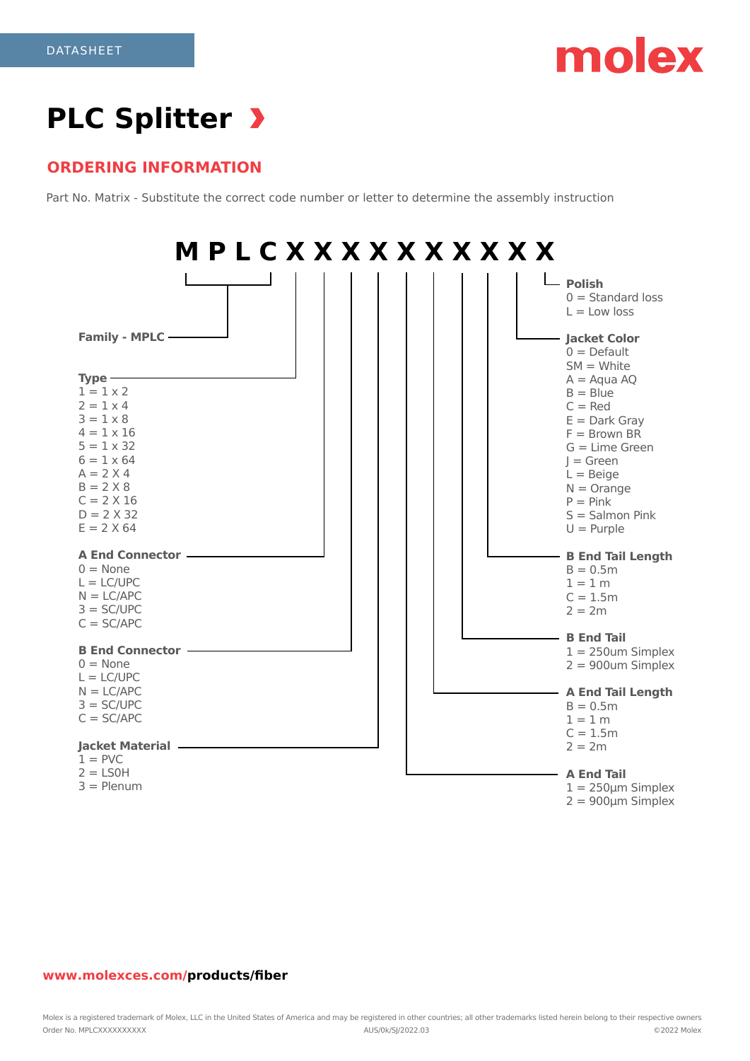DATASHEET

# PLC Splitter ›

## ORDERING INFORMATION

Part No. Matrix - Substitute the correct code number or letter to determine the assembly instruction

**M P L C X X X X X X X X X X**

**Family - MPLC**

**Type**
1 = 1 x 2
2 = 1 x 4
3 = 1 x 8
4 = 1 x 16
5 = 1 x 32
6 = 1 x 64
A = 2 X 4
B = 2 X 8
C = 2 X 16
D = 2 X 32
E = 2 X 64

**A End Connector**
0 = None
L = LC/UPC
N = LC/APC
3 = SC/UPC
C = SC/APC

**B End Connector**
0 = None
L = LC/UPC
N = LC/APC
3 = SC/UPC
C = SC/APC

**Jacket Material**
1 = PVC
2 = LS0H
3 = Plenum

**A End Tail**
1 = 250µm Simplex
2 = 900µm Simplex

**A End Tail Length**
B = 0.5m
1 = 1 m
C = 1.5m
2 = 2m

**B End Tail**
1 = 250um Simplex
2 = 900um Simplex

**B End Tail Length**
B = 0.5m
1 = 1 m
C = 1.5m
2 = 2m

**Jacket Color**
0 = Default
SM = White
A = Aqua AQ
B = Blue
C = Red
E = Dark Gray
F = Brown BR
G = Lime Green
J = Green
L = Beige
N = Orange
P = Pink
S = Salmon Pink
U = Purple

**Polish**
0 = Standard loss
L = Low loss

**www.molexces.com/products/fiber**

Molex is a registered trademark of Molex, LLC in the United States of America and may be registered in other countries; all other trademarks listed herein belong to their respective owners

Order No. MPLCXXXXXXXXXX AUS/0k/SJ/2022.03 ©2022 Molex